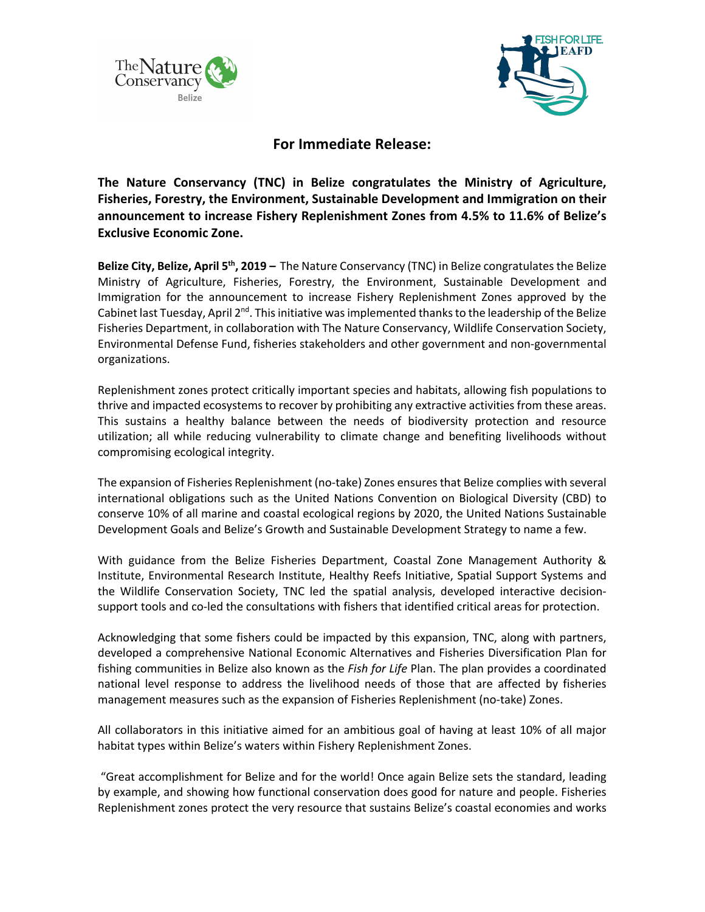## For Immediate Release:

**The Nature Conservancy (TNC) in Belize congratulates the Ministry of Agriculture, Fisheries, Forestry, the Environment, Sustainable Development and Immigration on their announcement to increase Fishery Replenishment Zones from 4.5% to 11.6% of Belize's Exclusive Economic Zone.**

**Belize City, Belize, April 5th, 2019 –** The Nature Conservancy (TNC) in Belize congratulates the Belize Ministry of Agriculture, Fisheries, Forestry, the Environment, Sustainable Development and Immigration for the announcement to increase Fishery Replenishment Zones approved by the Cabinet last Tuesday, April 2nd. This initiative was implemented thanks to the leadership of the Belize Fisheries Department, in collaboration with The Nature Conservancy, Wildlife Conservation Society, Environmental Defense Fund, fisheries stakeholders and other government and non-governmental organizations.

Replenishment zones protect critically important species and habitats, allowing fish populations to thrive and impacted ecosystems to recover by prohibiting any extractive activities from these areas. This sustains a healthy balance between the needs of biodiversity protection and resource utilization; all while reducing vulnerability to climate change and benefiting livelihoods without compromising ecological integrity.

The expansion of Fisheries Replenishment (no-take) Zones ensures that Belize complies with several international obligations such as the United Nations Convention on Biological Diversity (CBD) to conserve 10% of all marine and coastal ecological regions by 2020, the United Nations Sustainable Development Goals and Belize's Growth and Sustainable Development Strategy to name a few.

With guidance from the Belize Fisheries Department, Coastal Zone Management Authority & Institute, Environmental Research Institute, Healthy Reefs Initiative, Spatial Support Systems and the Wildlife Conservation Society, TNC led the spatial analysis, developed interactive decision-support tools and co-led the consultations with fishers that identified critical areas for protection.

Acknowledging that some fishers could be impacted by this expansion, TNC, along with partners, developed a comprehensive National Economic Alternatives and Fisheries Diversification Plan for fishing communities in Belize also known as the *Fish for Life* Plan. The plan provides a coordinated national level response to address the livelihood needs of those that are affected by fisheries management measures such as the expansion of Fisheries Replenishment (no-take) Zones.

All collaborators in this initiative aimed for an ambitious goal of having at least 10% of all major habitat types within Belize's waters within Fishery Replenishment Zones.

"Great accomplishment for Belize and for the world! Once again Belize sets the standard, leading by example, and showing how functional conservation does good for nature and people. Fisheries Replenishment zones protect the very resource that sustains Belize's coastal economies and works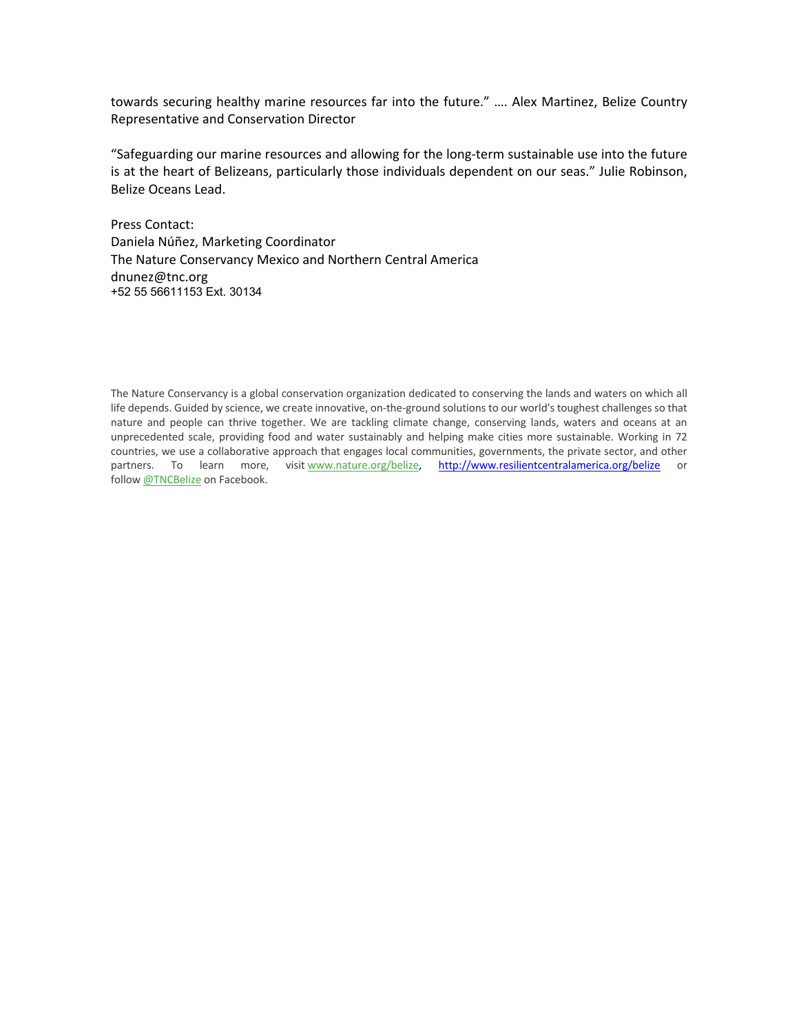towards securing healthy marine resources far into the future." …. Alex Martinez, Belize Country Representative and Conservation Director

"Safeguarding our marine resources and allowing for the long-term sustainable use into the future is at the heart of Belizeans, particularly those individuals dependent on our seas." Julie Robinson, Belize Oceans Lead.

Press Contact:
Daniela Núñez, Marketing Coordinator
The Nature Conservancy Mexico and Northern Central America
dnunez@tnc.org
+52 55 56611153 Ext. 30134

The Nature Conservancy is a global conservation organization dedicated to conserving the lands and waters on which all life depends. Guided by science, we create innovative, on-the-ground solutions to our world's toughest challenges so that nature and people can thrive together. We are tackling climate change, conserving lands, waters and oceans at an unprecedented scale, providing food and water sustainably and helping make cities more sustainable. Working in 72 countries, we use a collaborative approach that engages local communities, governments, the private sector, and other partners. To learn more, visit www.nature.org/belize, http://www.resilientcentralamerica.org/belize or follow @TNCBelize on Facebook.